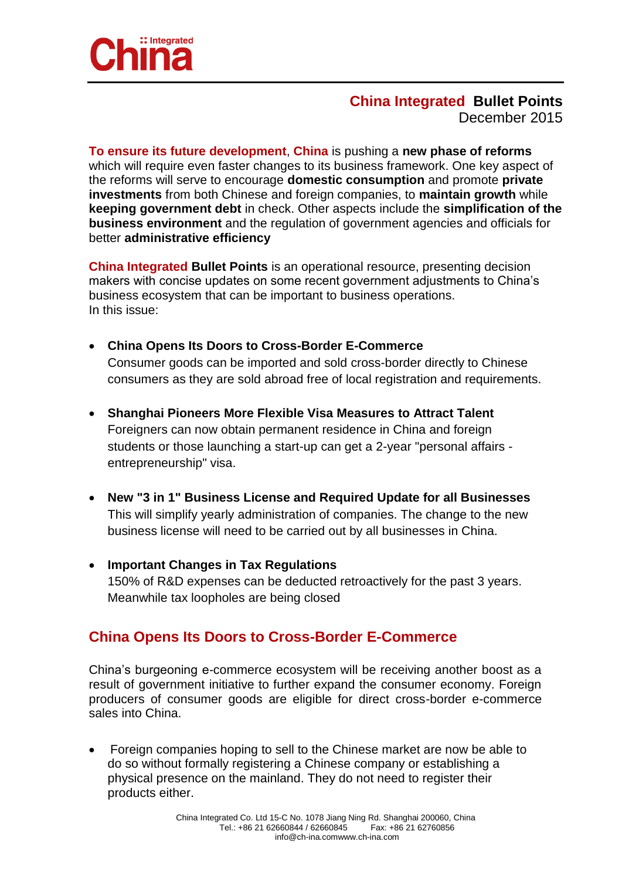**China Integrated Bullet Points**
December 2015

**To ensure its future development**, **China** is pushing a **new phase of reforms** which will require even faster changes to its business framework. One key aspect of the reforms will serve to encourage **domestic consumption** and promote **private investments** from both Chinese and foreign companies, to **maintain growth** while **keeping government debt** in check. Other aspects include the **simplification of the business environment** and the regulation of government agencies and officials for better **administrative efficiency**

**China Integrated Bullet Points** is an operational resource, presenting decision makers with concise updates on some recent government adjustments to China's business ecosystem that can be important to business operations.
In this issue:

- **China Opens Its Doors to Cross-Border E-Commerce**
  Consumer goods can be imported and sold cross-border directly to Chinese consumers as they are sold abroad free of local registration and requirements.

- **Shanghai Pioneers More Flexible Visa Measures to Attract Talent**
  Foreigners can now obtain permanent residence in China and foreign students or those launching a start-up can get a 2-year "personal affairs - entrepreneurship" visa.

- **New "3 in 1" Business License and Required Update for all Businesses**
  This will simplify yearly administration of companies. The change to the new business license will need to be carried out by all businesses in China.

- **Important Changes in Tax Regulations**
  150% of R&D expenses can be deducted retroactively for the past 3 years. Meanwhile tax loopholes are being closed

## China Opens Its Doors to Cross-Border E-Commerce

China's burgeoning e-commerce ecosystem will be receiving another boost as a result of government initiative to further expand the consumer economy. Foreign producers of consumer goods are eligible for direct cross-border e-commerce sales into China.

- Foreign companies hoping to sell to the Chinese market are now be able to do so without formally registering a Chinese company or establishing a physical presence on the mainland. They do not need to register their products either.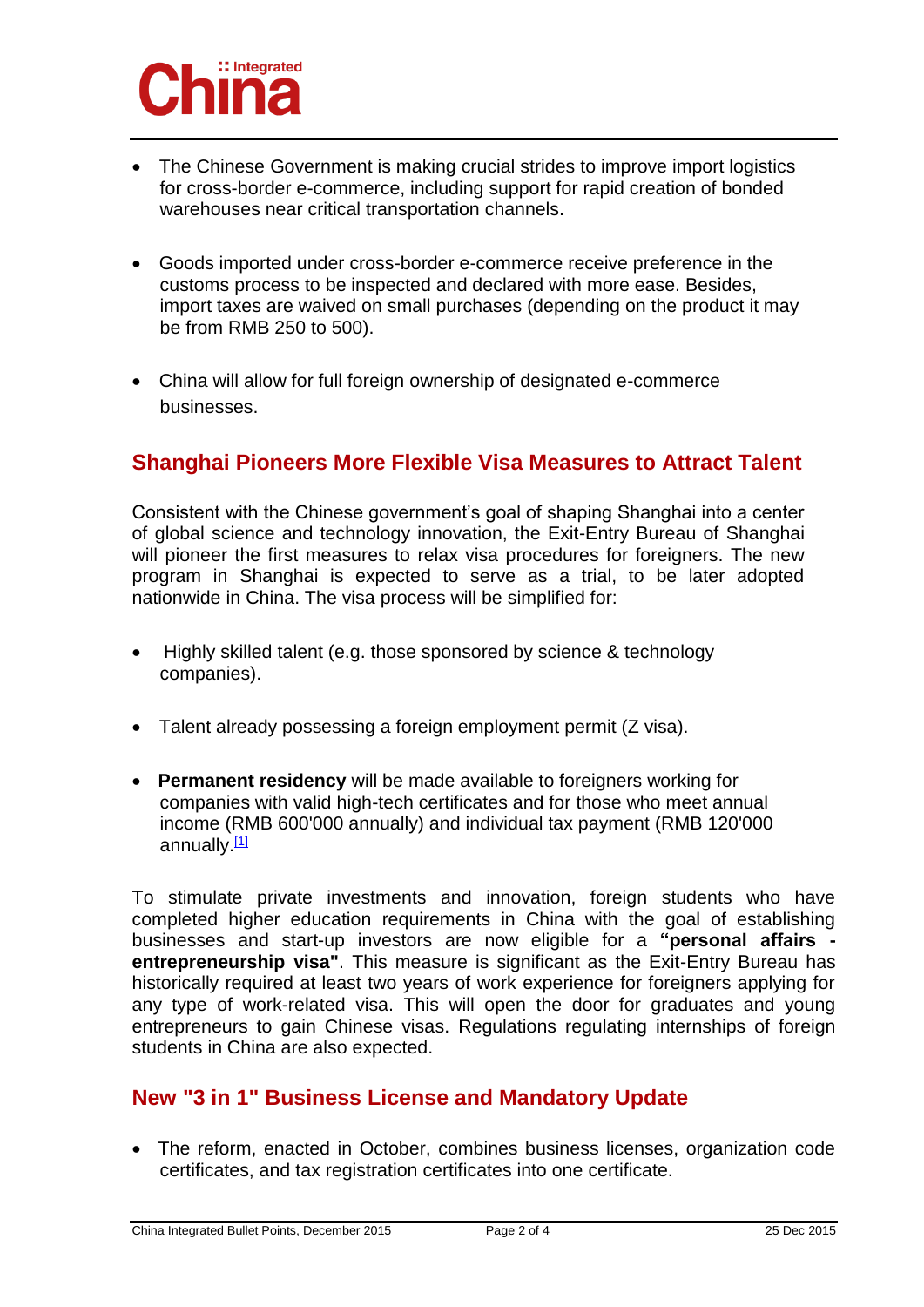- The Chinese Government is making crucial strides to improve import logistics for cross-border e-commerce, including support for rapid creation of bonded warehouses near critical transportation channels.

- Goods imported under cross-border e-commerce receive preference in the customs process to be inspected and declared with more ease. Besides, import taxes are waived on small purchases (depending on the product it may be from RMB 250 to 500).

- China will allow for full foreign ownership of designated e-commerce businesses.

## Shanghai Pioneers More Flexible Visa Measures to Attract Talent

Consistent with the Chinese government's goal of shaping Shanghai into a center of global science and technology innovation, the Exit-Entry Bureau of Shanghai will pioneer the first measures to relax visa procedures for foreigners. The new program in Shanghai is expected to serve as a trial, to be later adopted nationwide in China. The visa process will be simplified for:

- Highly skilled talent (e.g. those sponsored by science & technology companies).

- Talent already possessing a foreign employment permit (Z visa).

- **Permanent residency** will be made available to foreigners working for companies with valid high-tech certificates and for those who meet annual income (RMB 600'000 annually) and individual tax payment (RMB 120'000 annually.[1]

To stimulate private investments and innovation, foreign students who have completed higher education requirements in China with the goal of establishing businesses and start-up investors are now eligible for a **"personal affairs - entrepreneurship visa"**. This measure is significant as the Exit-Entry Bureau has historically required at least two years of work experience for foreigners applying for any type of work-related visa. This will open the door for graduates and young entrepreneurs to gain Chinese visas. Regulations regulating internships of foreign students in China are also expected.

## New "3 in 1" Business License and Mandatory Update

- The reform, enacted in October, combines business licenses, organization code certificates, and tax registration certificates into one certificate.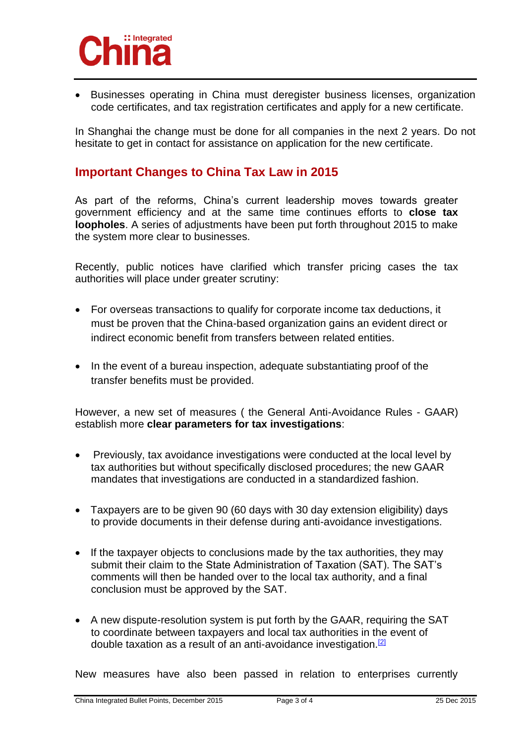- Businesses operating in China must deregister business licenses, organization code certificates, and tax registration certificates and apply for a new certificate.

In Shanghai the change must be done for all companies in the next 2 years. Do not hesitate to get in contact for assistance on application for the new certificate.

## Important Changes to China Tax Law in 2015

As part of the reforms, China's current leadership moves towards greater government efficiency and at the same time continues efforts to **close tax loopholes**. A series of adjustments have been put forth throughout 2015 to make the system more clear to businesses.

Recently, public notices have clarified which transfer pricing cases the tax authorities will place under greater scrutiny:

- For overseas transactions to qualify for corporate income tax deductions, it must be proven that the China-based organization gains an evident direct or indirect economic benefit from transfers between related entities.
- In the event of a bureau inspection, adequate substantiating proof of the transfer benefits must be provided.

However, a new set of measures ( the General Anti-Avoidance Rules - GAAR) establish more **clear parameters for tax investigations**:

- Previously, tax avoidance investigations were conducted at the local level by tax authorities but without specifically disclosed procedures; the new GAAR mandates that investigations are conducted in a standardized fashion.
- Taxpayers are to be given 90 (60 days with 30 day extension eligibility) days to provide documents in their defense during anti-avoidance investigations.
- If the taxpayer objects to conclusions made by the tax authorities, they may submit their claim to the State Administration of Taxation (SAT). The SAT's comments will then be handed over to the local tax authority, and a final conclusion must be approved by the SAT.
- A new dispute-resolution system is put forth by the GAAR, requiring the SAT to coordinate between taxpayers and local tax authorities in the event of double taxation as a result of an anti-avoidance investigation.[2]

New measures have also been passed in relation to enterprises currently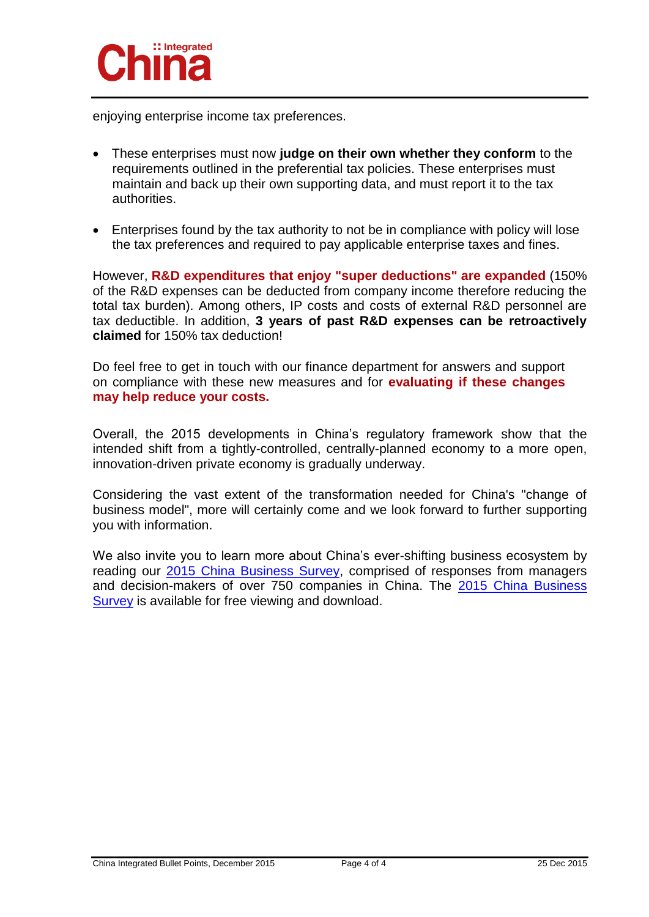enjoying enterprise income tax preferences.

- These enterprises must now **judge on their own whether they conform** to the requirements outlined in the preferential tax policies. These enterprises must maintain and back up their own supporting data, and must report it to the tax authorities.

- Enterprises found by the tax authority to not be in compliance with policy will lose the tax preferences and required to pay applicable enterprise taxes and fines.

However, **R&D expenditures that enjoy "super deductions" are expanded** (150% of the R&D expenses can be deducted from company income therefore reducing the total tax burden). Among others, IP costs and costs of external R&D personnel are tax deductible. In addition, **3 years of past R&D expenses can be retroactively claimed** for 150% tax deduction!

Do feel free to get in touch with our finance department for answers and support on compliance with these new measures and for **evaluating if these changes may help reduce your costs.**

Overall, the 2015 developments in China's regulatory framework show that the intended shift from a tightly-controlled, centrally-planned economy to a more open, innovation-driven private economy is gradually underway.

Considering the vast extent of the transformation needed for China's "change of business model", more will certainly come and we look forward to further supporting you with information.

We also invite you to learn more about China's ever-shifting business ecosystem by reading our 2015 China Business Survey, comprised of responses from managers and decision-makers of over 750 companies in China. The 2015 China Business Survey is available for free viewing and download.